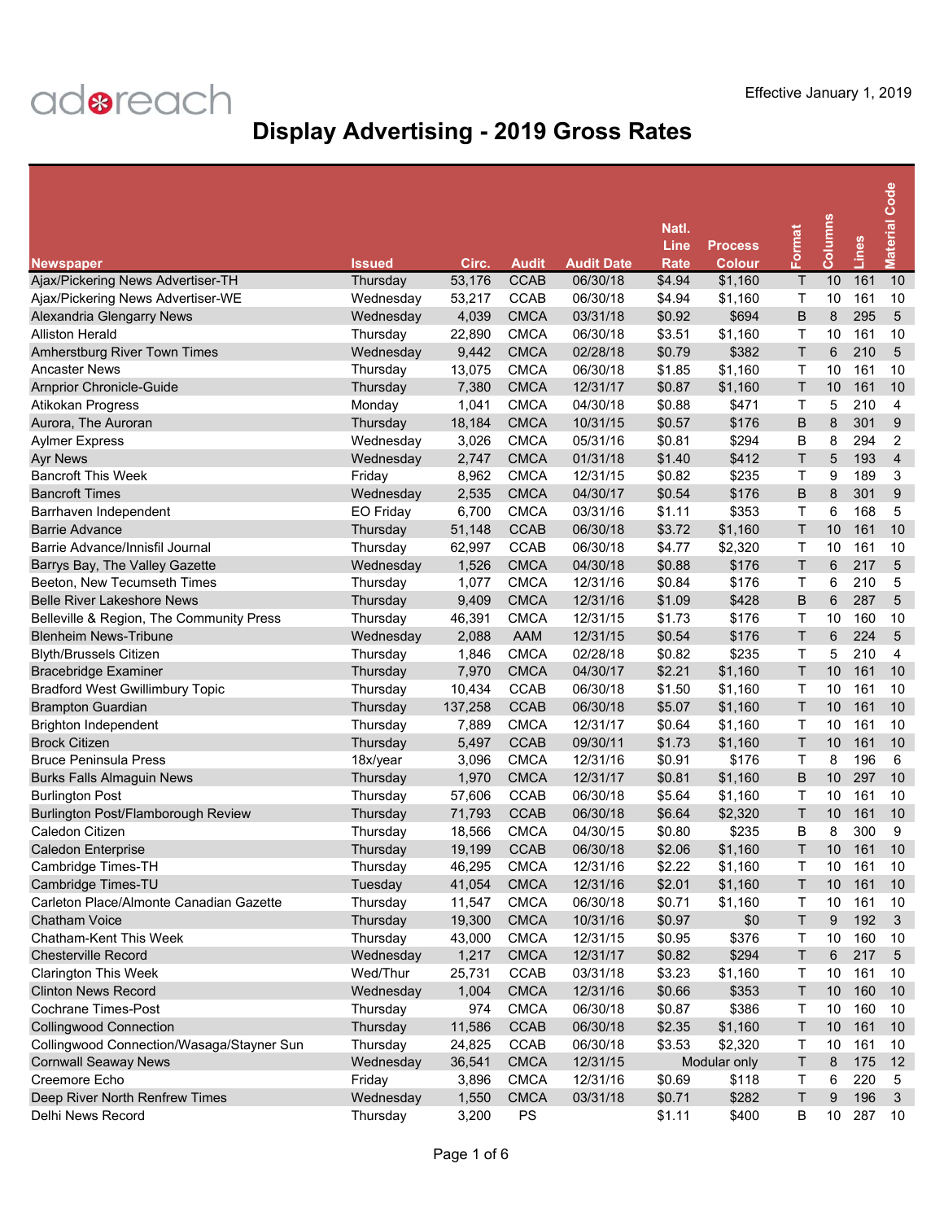adreach

Effective January 1, 2019

# Display Advertising - 2019 Gross Rates

| Newspaper | Issued | Circ. | Audit | Audit Date | Natl. Line Rate | Process Colour | Format | Columns | Lines | Material Code |
|---|---|---|---|---|---|---|---|---|---|---|
| Ajax/Pickering News Advertiser-TH | Thursday | 53,176 | CCAB | 06/30/18 | $4.94 | $1,160 | T | 10 | 161 | 10 |
| Ajax/Pickering News Advertiser-WE | Wednesday | 53,217 | CCAB | 06/30/18 | $4.94 | $1,160 | T | 10 | 161 | 10 |
| Alexandria Glengarry News | Wednesday | 4,039 | CMCA | 03/31/18 | $0.92 | $694 | B | 8 | 295 | 5 |
| Alliston Herald | Thursday | 22,890 | CMCA | 06/30/18 | $3.51 | $1,160 | T | 10 | 161 | 10 |
| Amherstburg River Town Times | Wednesday | 9,442 | CMCA | 02/28/18 | $0.79 | $382 | T | 6 | 210 | 5 |
| Ancaster News | Thursday | 13,075 | CMCA | 06/30/18 | $1.85 | $1,160 | T | 10 | 161 | 10 |
| Arnprior Chronicle-Guide | Thursday | 7,380 | CMCA | 12/31/17 | $0.87 | $1,160 | T | 10 | 161 | 10 |
| Atikokan Progress | Monday | 1,041 | CMCA | 04/30/18 | $0.88 | $471 | T | 5 | 210 | 4 |
| Aurora, The Auroran | Thursday | 18,184 | CMCA | 10/31/15 | $0.57 | $176 | B | 8 | 301 | 9 |
| Aylmer Express | Wednesday | 3,026 | CMCA | 05/31/16 | $0.81 | $294 | B | 8 | 294 | 2 |
| Ayr News | Wednesday | 2,747 | CMCA | 01/31/18 | $1.40 | $412 | T | 5 | 193 | 4 |
| Bancroft This Week | Friday | 8,962 | CMCA | 12/31/15 | $0.82 | $235 | T | 9 | 189 | 3 |
| Bancroft Times | Wednesday | 2,535 | CMCA | 04/30/17 | $0.54 | $176 | B | 8 | 301 | 9 |
| Barrhaven Independent | EO Friday | 6,700 | CMCA | 03/31/16 | $1.11 | $353 | T | 6 | 168 | 5 |
| Barrie Advance | Thursday | 51,148 | CCAB | 06/30/18 | $3.72 | $1,160 | T | 10 | 161 | 10 |
| Barrie Advance/Innisfil Journal | Thursday | 62,997 | CCAB | 06/30/18 | $4.77 | $2,320 | T | 10 | 161 | 10 |
| Barrys Bay, The Valley Gazette | Wednesday | 1,526 | CMCA | 04/30/18 | $0.88 | $176 | T | 6 | 217 | 5 |
| Beeton, New Tecumseth Times | Thursday | 1,077 | CMCA | 12/31/16 | $0.84 | $176 | T | 6 | 210 | 5 |
| Belle River Lakeshore News | Thursday | 9,409 | CMCA | 12/31/16 | $1.09 | $428 | B | 6 | 287 | 5 |
| Belleville & Region, The Community Press | Thursday | 46,391 | CMCA | 12/31/15 | $1.73 | $176 | T | 10 | 160 | 10 |
| Blenheim News-Tribune | Wednesday | 2,088 | AAM | 12/31/15 | $0.54 | $176 | T | 6 | 224 | 5 |
| Blyth/Brussels Citizen | Thursday | 1,846 | CMCA | 02/28/18 | $0.82 | $235 | T | 5 | 210 | 4 |
| Bracebridge Examiner | Thursday | 7,970 | CMCA | 04/30/17 | $2.21 | $1,160 | T | 10 | 161 | 10 |
| Bradford West Gwillimbury Topic | Thursday | 10,434 | CCAB | 06/30/18 | $1.50 | $1,160 | T | 10 | 161 | 10 |
| Brampton Guardian | Thursday | 137,258 | CCAB | 06/30/18 | $5.07 | $1,160 | T | 10 | 161 | 10 |
| Brighton Independent | Thursday | 7,889 | CMCA | 12/31/17 | $0.64 | $1,160 | T | 10 | 161 | 10 |
| Brock Citizen | Thursday | 5,497 | CCAB | 09/30/11 | $1.73 | $1,160 | T | 10 | 161 | 10 |
| Bruce Peninsula Press | 18x/year | 3,096 | CMCA | 12/31/16 | $0.91 | $176 | T | 8 | 196 | 6 |
| Burks Falls Almaguin News | Thursday | 1,970 | CMCA | 12/31/17 | $0.81 | $1,160 | B | 10 | 297 | 10 |
| Burlington Post | Thursday | 57,606 | CCAB | 06/30/18 | $5.64 | $1,160 | T | 10 | 161 | 10 |
| Burlington Post/Flamborough Review | Thursday | 71,793 | CCAB | 06/30/18 | $6.64 | $2,320 | T | 10 | 161 | 10 |
| Caledon Citizen | Thursday | 18,566 | CMCA | 04/30/15 | $0.80 | $235 | B | 8 | 300 | 9 |
| Caledon Enterprise | Thursday | 19,199 | CCAB | 06/30/18 | $2.06 | $1,160 | T | 10 | 161 | 10 |
| Cambridge Times-TH | Thursday | 46,295 | CMCA | 12/31/16 | $2.22 | $1,160 | T | 10 | 161 | 10 |
| Cambridge Times-TU | Tuesday | 41,054 | CMCA | 12/31/16 | $2.01 | $1,160 | T | 10 | 161 | 10 |
| Carleton Place/Almonte Canadian Gazette | Thursday | 11,547 | CMCA | 06/30/18 | $0.71 | $1,160 | T | 10 | 161 | 10 |
| Chatham Voice | Thursday | 19,300 | CMCA | 10/31/16 | $0.97 | $0 | T | 9 | 192 | 3 |
| Chatham-Kent This Week | Thursday | 43,000 | CMCA | 12/31/15 | $0.95 | $376 | T | 10 | 160 | 10 |
| Chesterville Record | Wednesday | 1,217 | CMCA | 12/31/17 | $0.82 | $294 | T | 6 | 217 | 5 |
| Clarington This Week | Wed/Thur | 25,731 | CCAB | 03/31/18 | $3.23 | $1,160 | T | 10 | 161 | 10 |
| Clinton News Record | Wednesday | 1,004 | CMCA | 12/31/16 | $0.66 | $353 | T | 10 | 160 | 10 |
| Cochrane Times-Post | Thursday | 974 | CMCA | 06/30/18 | $0.87 | $386 | T | 10 | 160 | 10 |
| Collingwood Connection | Thursday | 11,586 | CCAB | 06/30/18 | $2.35 | $1,160 | T | 10 | 161 | 10 |
| Collingwood Connection/Wasaga/Stayner Sun | Thursday | 24,825 | CCAB | 06/30/18 | $3.53 | $2,320 | T | 10 | 161 | 10 |
| Cornwall Seaway News | Wednesday | 36,541 | CMCA | 12/31/15 | Modular only | | T | 8 | 175 | 12 |
| Creemore Echo | Friday | 3,896 | CMCA | 12/31/16 | $0.69 | $118 | T | 6 | 220 | 5 |
| Deep River North Renfrew Times | Wednesday | 1,550 | CMCA | 03/31/18 | $0.71 | $282 | T | 9 | 196 | 3 |
| Delhi News Record | Thursday | 3,200 | PS | | $1.11 | $400 | B | 10 | 287 | 10 |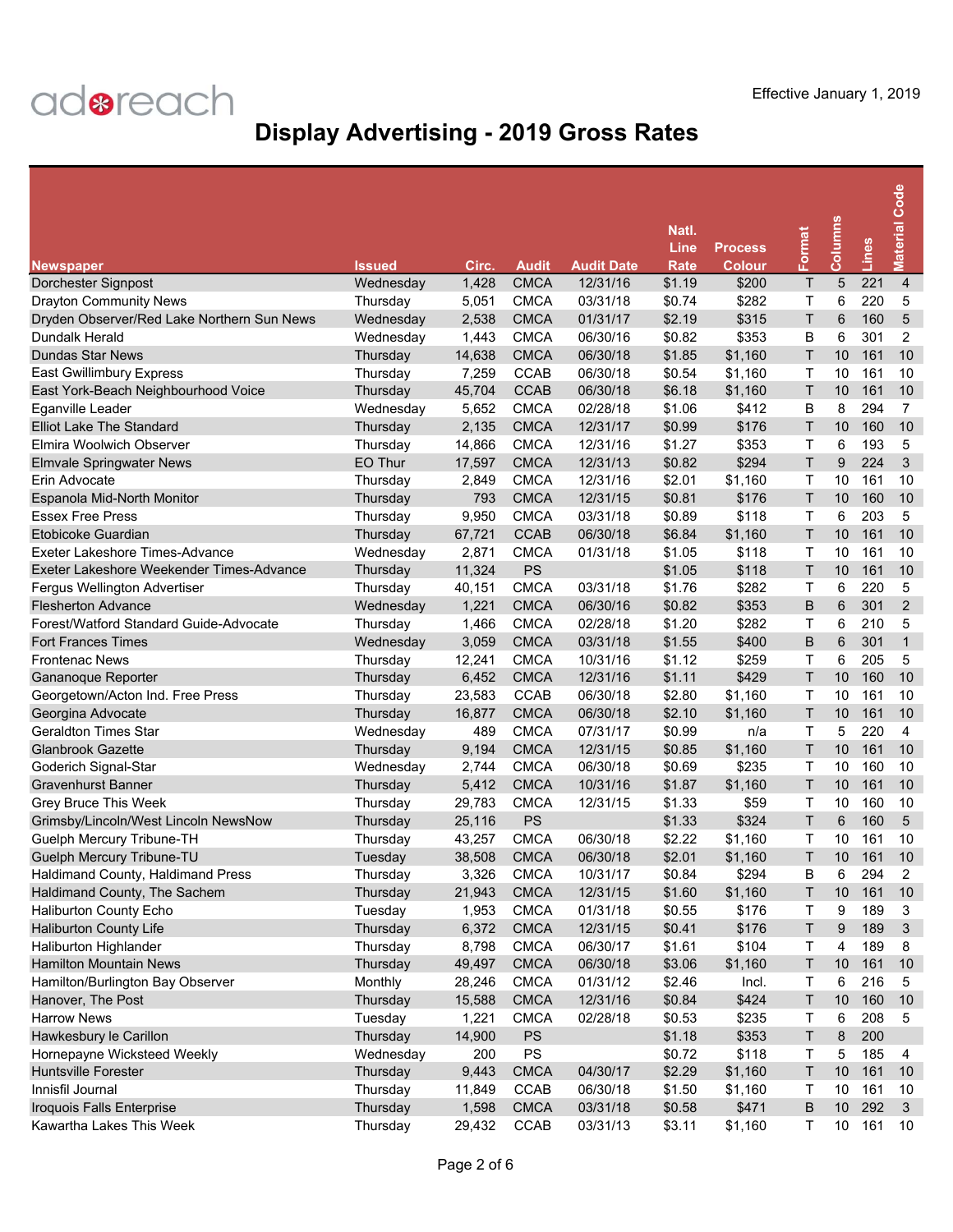adreach

Effective January 1, 2019

# Display Advertising - 2019 Gross Rates

| Newspaper | Issued | Circ. | Audit | Audit Date | Natl. Line Rate | Process Colour | Format | Columns | Lines | Material Code |
|---|---|---|---|---|---|---|---|---|---|---|
| Dorchester Signpost | Wednesday | 1,428 | CMCA | 12/31/16 | $1.19 | $200 | T | 5 | 221 | 4 |
| Drayton Community News | Thursday | 5,051 | CMCA | 03/31/18 | $0.74 | $282 | T | 6 | 220 | 5 |
| Dryden Observer/Red Lake Northern Sun News | Wednesday | 2,538 | CMCA | 01/31/17 | $2.19 | $315 | T | 6 | 160 | 5 |
| Dundalk Herald | Wednesday | 1,443 | CMCA | 06/30/16 | $0.82 | $353 | B | 6 | 301 | 2 |
| Dundas Star News | Thursday | 14,638 | CMCA | 06/30/18 | $1.85 | $1,160 | T | 10 | 161 | 10 |
| East Gwillimbury Express | Thursday | 7,259 | CCAB | 06/30/18 | $0.54 | $1,160 | T | 10 | 161 | 10 |
| East York-Beach Neighbourhood Voice | Thursday | 45,704 | CCAB | 06/30/18 | $6.18 | $1,160 | T | 10 | 161 | 10 |
| Eganville Leader | Wednesday | 5,652 | CMCA | 02/28/18 | $1.06 | $412 | B | 8 | 294 | 7 |
| Elliot Lake The Standard | Thursday | 2,135 | CMCA | 12/31/17 | $0.99 | $176 | T | 10 | 160 | 10 |
| Elmira Woolwich Observer | Thursday | 14,866 | CMCA | 12/31/16 | $1.27 | $353 | T | 6 | 193 | 5 |
| Elmvale Springwater News | EO Thur | 17,597 | CMCA | 12/31/13 | $0.82 | $294 | T | 9 | 224 | 3 |
| Erin Advocate | Thursday | 2,849 | CMCA | 12/31/16 | $2.01 | $1,160 | T | 10 | 161 | 10 |
| Espanola Mid-North Monitor | Thursday | 793 | CMCA | 12/31/15 | $0.81 | $176 | T | 10 | 160 | 10 |
| Essex Free Press | Thursday | 9,950 | CMCA | 03/31/18 | $0.89 | $118 | T | 6 | 203 | 5 |
| Etobicoke Guardian | Thursday | 67,721 | CCAB | 06/30/18 | $6.84 | $1,160 | T | 10 | 161 | 10 |
| Exeter Lakeshore Times-Advance | Wednesday | 2,871 | CMCA | 01/31/18 | $1.05 | $118 | T | 10 | 161 | 10 |
| Exeter Lakeshore Weekender Times-Advance | Thursday | 11,324 | PS | | $1.05 | $118 | T | 10 | 161 | 10 |
| Fergus Wellington Advertiser | Thursday | 40,151 | CMCA | 03/31/18 | $1.76 | $282 | T | 6 | 220 | 5 |
| Flesherton Advance | Wednesday | 1,221 | CMCA | 06/30/16 | $0.82 | $353 | B | 6 | 301 | 2 |
| Forest/Watford Standard Guide-Advocate | Thursday | 1,466 | CMCA | 02/28/18 | $1.20 | $282 | T | 6 | 210 | 5 |
| Fort Frances Times | Wednesday | 3,059 | CMCA | 03/31/18 | $1.55 | $400 | B | 6 | 301 | 1 |
| Frontenac News | Thursday | 12,241 | CMCA | 10/31/16 | $1.12 | $259 | T | 6 | 205 | 5 |
| Gananoque Reporter | Thursday | 6,452 | CMCA | 12/31/16 | $1.11 | $429 | T | 10 | 160 | 10 |
| Georgetown/Acton Ind. Free Press | Thursday | 23,583 | CCAB | 06/30/18 | $2.80 | $1,160 | T | 10 | 161 | 10 |
| Georgina Advocate | Thursday | 16,877 | CMCA | 06/30/18 | $2.10 | $1,160 | T | 10 | 161 | 10 |
| Geraldton Times Star | Wednesday | 489 | CMCA | 07/31/17 | $0.99 | n/a | T | 5 | 220 | 4 |
| Glanbrook Gazette | Thursday | 9,194 | CMCA | 12/31/15 | $0.85 | $1,160 | T | 10 | 161 | 10 |
| Goderich Signal-Star | Wednesday | 2,744 | CMCA | 06/30/18 | $0.69 | $235 | T | 10 | 160 | 10 |
| Gravenhurst Banner | Thursday | 5,412 | CMCA | 10/31/16 | $1.87 | $1,160 | T | 10 | 161 | 10 |
| Grey Bruce This Week | Thursday | 29,783 | CMCA | 12/31/15 | $1.33 | $59 | T | 10 | 160 | 10 |
| Grimsby/Lincoln/West Lincoln NewsNow | Thursday | 25,116 | PS | | $1.33 | $324 | T | 6 | 160 | 5 |
| Guelph Mercury Tribune-TH | Thursday | 43,257 | CMCA | 06/30/18 | $2.22 | $1,160 | T | 10 | 161 | 10 |
| Guelph Mercury Tribune-TU | Tuesday | 38,508 | CMCA | 06/30/18 | $2.01 | $1,160 | T | 10 | 161 | 10 |
| Haldimand County, Haldimand Press | Thursday | 3,326 | CMCA | 10/31/17 | $0.84 | $294 | B | 6 | 294 | 2 |
| Haldimand County, The Sachem | Thursday | 21,943 | CMCA | 12/31/15 | $1.60 | $1,160 | T | 10 | 161 | 10 |
| Haliburton County Echo | Tuesday | 1,953 | CMCA | 01/31/18 | $0.55 | $176 | T | 9 | 189 | 3 |
| Haliburton County Life | Thursday | 6,372 | CMCA | 12/31/15 | $0.41 | $176 | T | 9 | 189 | 3 |
| Haliburton Highlander | Thursday | 8,798 | CMCA | 06/30/17 | $1.61 | $104 | T | 4 | 189 | 8 |
| Hamilton Mountain News | Thursday | 49,497 | CMCA | 06/30/18 | $3.06 | $1,160 | T | 10 | 161 | 10 |
| Hamilton/Burlington Bay Observer | Monthly | 28,246 | CMCA | 01/31/12 | $2.46 | Incl. | T | 6 | 216 | 5 |
| Hanover, The Post | Thursday | 15,588 | CMCA | 12/31/16 | $0.84 | $424 | T | 10 | 160 | 10 |
| Harrow News | Tuesday | 1,221 | CMCA | 02/28/18 | $0.53 | $235 | T | 6 | 208 | 5 |
| Hawkesbury le Carillon | Thursday | 14,900 | PS | | $1.18 | $353 | T | 8 | 200 | |
| Hornepayne Wicksteed Weekly | Wednesday | 200 | PS | | $0.72 | $118 | T | 5 | 185 | 4 |
| Huntsville Forester | Thursday | 9,443 | CMCA | 04/30/17 | $2.29 | $1,160 | T | 10 | 161 | 10 |
| Innisfil Journal | Thursday | 11,849 | CCAB | 06/30/18 | $1.50 | $1,160 | T | 10 | 161 | 10 |
| Iroquois Falls Enterprise | Thursday | 1,598 | CMCA | 03/31/18 | $0.58 | $471 | B | 10 | 292 | 3 |
| Kawartha Lakes This Week | Thursday | 29,432 | CCAB | 03/31/13 | $3.11 | $1,160 | T | 10 | 161 | 10 |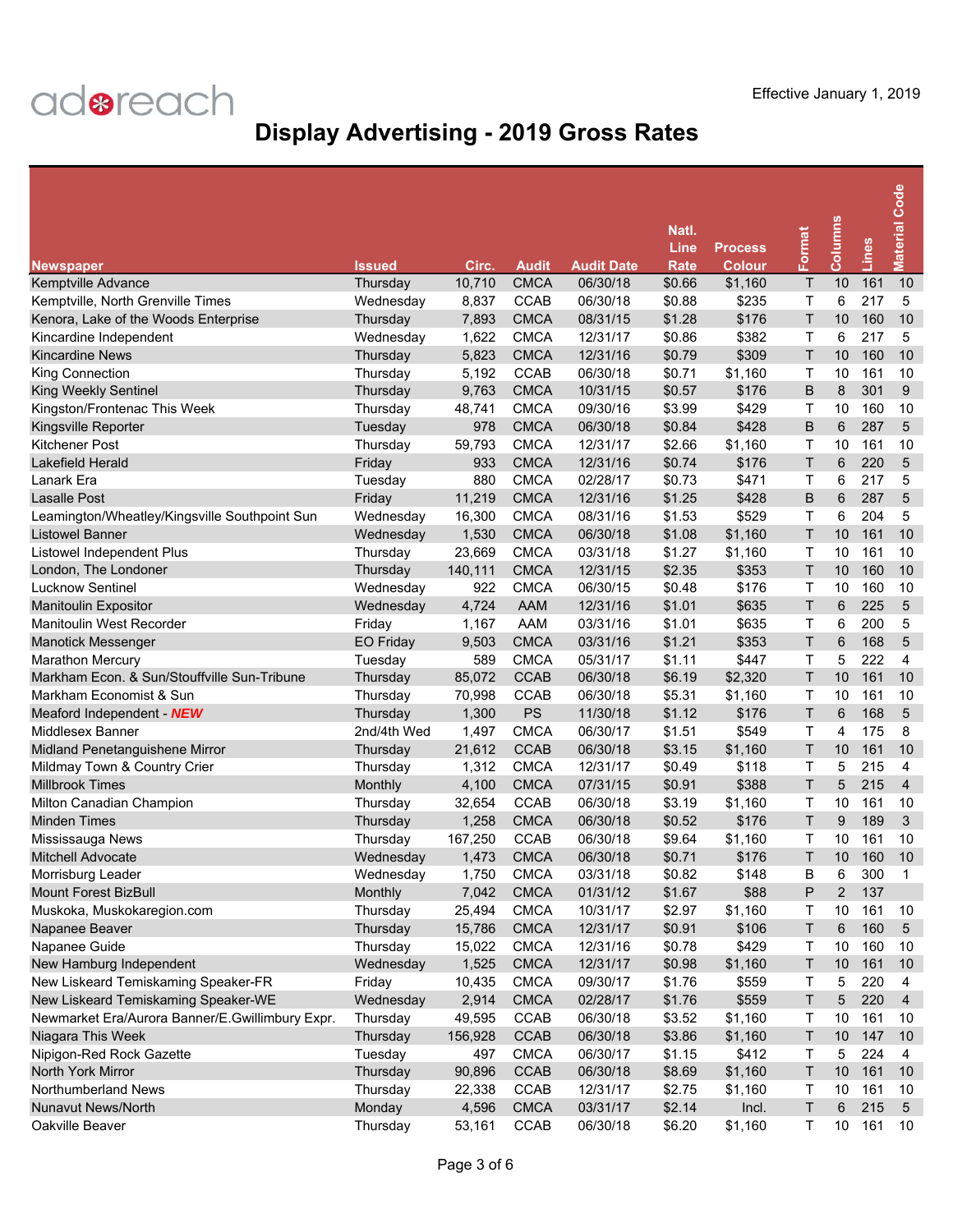adreach

Effective January 1, 2019

# Display Advertising - 2019 Gross Rates

| Newspaper | Issued | Circ. | Audit | Audit Date | Natl. Line Rate | Process Colour | Format | Columns | Lines | Material Code |
|---|---|---|---|---|---|---|---|---|---|---|
| Kemptville Advance | Thursday | 10,710 | CMCA | 06/30/18 | $0.66 | $1,160 | T | 10 | 161 | 10 |
| Kemptville, North Grenville Times | Wednesday | 8,837 | CCAB | 06/30/18 | $0.88 | $235 | T | 6 | 217 | 5 |
| Kenora, Lake of the Woods Enterprise | Thursday | 7,893 | CMCA | 08/31/15 | $1.28 | $176 | T | 10 | 160 | 10 |
| Kincardine Independent | Wednesday | 1,622 | CMCA | 12/31/17 | $0.86 | $382 | T | 6 | 217 | 5 |
| Kincardine News | Thursday | 5,823 | CMCA | 12/31/16 | $0.79 | $309 | T | 10 | 160 | 10 |
| King Connection | Thursday | 5,192 | CCAB | 06/30/18 | $0.71 | $1,160 | T | 10 | 161 | 10 |
| King Weekly Sentinel | Thursday | 9,763 | CMCA | 10/31/15 | $0.57 | $176 | B | 8 | 301 | 9 |
| Kingston/Frontenac This Week | Thursday | 48,741 | CMCA | 09/30/16 | $3.99 | $429 | T | 10 | 160 | 10 |
| Kingsville Reporter | Tuesday | 978 | CMCA | 06/30/18 | $0.84 | $428 | B | 6 | 287 | 5 |
| Kitchener Post | Thursday | 59,793 | CMCA | 12/31/17 | $2.66 | $1,160 | T | 10 | 161 | 10 |
| Lakefield Herald | Friday | 933 | CMCA | 12/31/16 | $0.74 | $176 | T | 6 | 220 | 5 |
| Lanark Era | Tuesday | 880 | CMCA | 02/28/17 | $0.73 | $471 | T | 6 | 217 | 5 |
| Lasalle Post | Friday | 11,219 | CMCA | 12/31/16 | $1.25 | $428 | B | 6 | 287 | 5 |
| Leamington/Wheatley/Kingsville Southpoint Sun | Wednesday | 16,300 | CMCA | 08/31/16 | $1.53 | $529 | T | 6 | 204 | 5 |
| Listowel Banner | Wednesday | 1,530 | CMCA | 06/30/18 | $1.08 | $1,160 | T | 10 | 161 | 10 |
| Listowel Independent Plus | Thursday | 23,669 | CMCA | 03/31/18 | $1.27 | $1,160 | T | 10 | 161 | 10 |
| London, The Londoner | Thursday | 140,111 | CMCA | 12/31/15 | $2.35 | $353 | T | 10 | 160 | 10 |
| Lucknow Sentinel | Wednesday | 922 | CMCA | 06/30/15 | $0.48 | $176 | T | 10 | 160 | 10 |
| Manitoulin Expositor | Wednesday | 4,724 | AAM | 12/31/16 | $1.01 | $635 | T | 6 | 225 | 5 |
| Manitoulin West Recorder | Friday | 1,167 | AAM | 03/31/16 | $1.01 | $635 | T | 6 | 200 | 5 |
| Manotick Messenger | EO Friday | 9,503 | CMCA | 03/31/16 | $1.21 | $353 | T | 6 | 168 | 5 |
| Marathon Mercury | Tuesday | 589 | CMCA | 05/31/17 | $1.11 | $447 | T | 5 | 222 | 4 |
| Markham Econ. & Sun/Stouffville Sun-Tribune | Thursday | 85,072 | CCAB | 06/30/18 | $6.19 | $2,320 | T | 10 | 161 | 10 |
| Markham Economist & Sun | Thursday | 70,998 | CCAB | 06/30/18 | $5.31 | $1,160 | T | 10 | 161 | 10 |
| Meaford Independent - ***NEW*** | Thursday | 1,300 | PS | 11/30/18 | $1.12 | $176 | T | 6 | 168 | 5 |
| Middlesex Banner | 2nd/4th Wed | 1,497 | CMCA | 06/30/17 | $1.51 | $549 | T | 4 | 175 | 8 |
| Midland Penetanguishene Mirror | Thursday | 21,612 | CCAB | 06/30/18 | $3.15 | $1,160 | T | 10 | 161 | 10 |
| Mildmay Town & Country Crier | Thursday | 1,312 | CMCA | 12/31/17 | $0.49 | $118 | T | 5 | 215 | 4 |
| Millbrook Times | Monthly | 4,100 | CMCA | 07/31/15 | $0.91 | $388 | T | 5 | 215 | 4 |
| Milton Canadian Champion | Thursday | 32,654 | CCAB | 06/30/18 | $3.19 | $1,160 | T | 10 | 161 | 10 |
| Minden Times | Thursday | 1,258 | CMCA | 06/30/18 | $0.52 | $176 | T | 9 | 189 | 3 |
| Mississauga News | Thursday | 167,250 | CCAB | 06/30/18 | $9.64 | $1,160 | T | 10 | 161 | 10 |
| Mitchell Advocate | Wednesday | 1,473 | CMCA | 06/30/18 | $0.71 | $176 | T | 10 | 160 | 10 |
| Morrisburg Leader | Wednesday | 1,750 | CMCA | 03/31/18 | $0.82 | $148 | B | 6 | 300 | 1 |
| Mount Forest BizBull | Monthly | 7,042 | CMCA | 01/31/12 | $1.67 | $88 | P | 2 | 137 | |
| Muskoka, Muskokaregion.com | Thursday | 25,494 | CMCA | 10/31/17 | $2.97 | $1,160 | T | 10 | 161 | 10 |
| Napanee Beaver | Thursday | 15,786 | CMCA | 12/31/17 | $0.91 | $106 | T | 6 | 160 | 5 |
| Napanee Guide | Thursday | 15,022 | CMCA | 12/31/16 | $0.78 | $429 | T | 10 | 160 | 10 |
| New Hamburg Independent | Wednesday | 1,525 | CMCA | 12/31/17 | $0.98 | $1,160 | T | 10 | 161 | 10 |
| New Liskeard Temiskaming Speaker-FR | Friday | 10,435 | CMCA | 09/30/17 | $1.76 | $559 | T | 5 | 220 | 4 |
| New Liskeard Temiskaming Speaker-WE | Wednesday | 2,914 | CMCA | 02/28/17 | $1.76 | $559 | T | 5 | 220 | 4 |
| Newmarket Era/Aurora Banner/E.Gwillimbury Expr. | Thursday | 49,595 | CCAB | 06/30/18 | $3.52 | $1,160 | T | 10 | 161 | 10 |
| Niagara This Week | Thursday | 156,928 | CCAB | 06/30/18 | $3.86 | $1,160 | T | 10 | 147 | 10 |
| Nipigon-Red Rock Gazette | Tuesday | 497 | CMCA | 06/30/17 | $1.15 | $412 | T | 5 | 224 | 4 |
| North York Mirror | Thursday | 90,896 | CCAB | 06/30/18 | $8.69 | $1,160 | T | 10 | 161 | 10 |
| Northumberland News | Thursday | 22,338 | CCAB | 12/31/17 | $2.75 | $1,160 | T | 10 | 161 | 10 |
| Nunavut News/North | Monday | 4,596 | CMCA | 03/31/17 | $2.14 | Incl. | T | 6 | 215 | 5 |
| Oakville Beaver | Thursday | 53,161 | CCAB | 06/30/18 | $6.20 | $1,160 | T | 10 | 161 | 10 |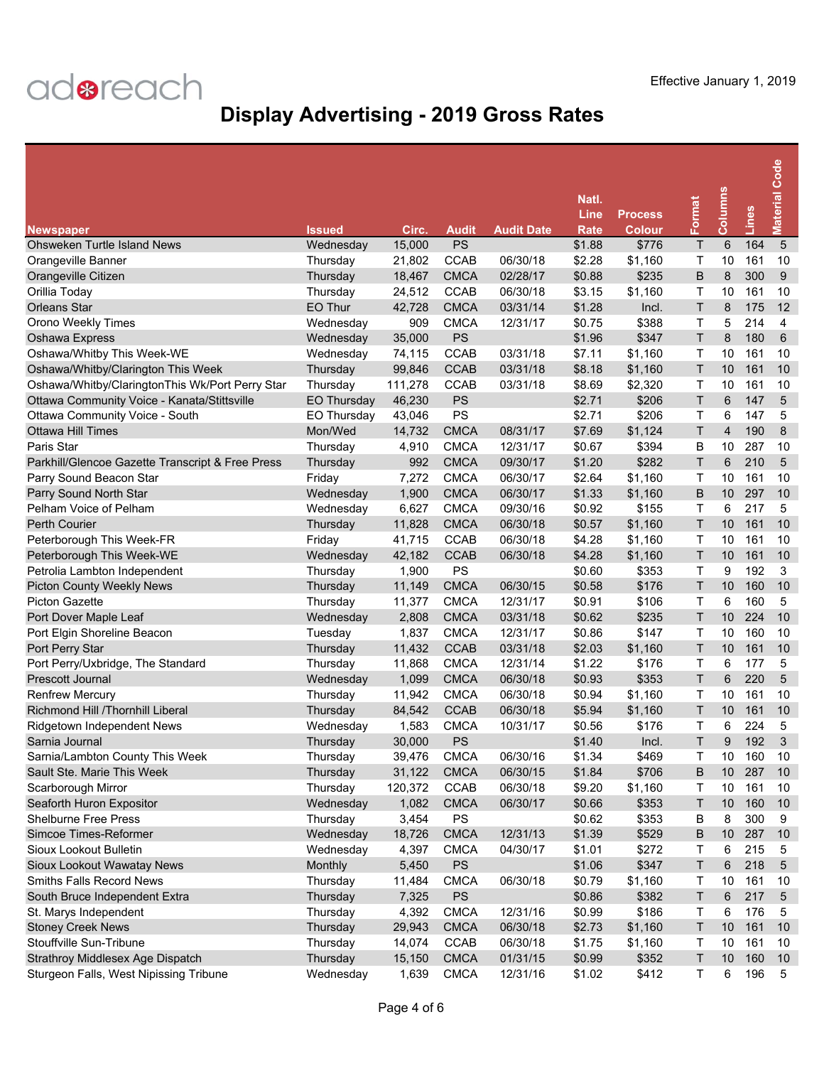adreach

Effective January 1, 2019

# Display Advertising - 2019 Gross Rates

| Newspaper | Issued | Circ. | Audit | Audit Date | Natl. Line Rate | Process Colour | Format | Columns | Lines | Material Code |
|---|---|---|---|---|---|---|---|---|---|---|
| Ohsweken Turtle Island News | Wednesday | 15,000 | PS | | $1.88 | $776 | T | 6 | 164 | 5 |
| Orangeville Banner | Thursday | 21,802 | CCAB | 06/30/18 | $2.28 | $1,160 | T | 10 | 161 | 10 |
| Orangeville Citizen | Thursday | 18,467 | CMCA | 02/28/17 | $0.88 | $235 | B | 8 | 300 | 9 |
| Orillia Today | Thursday | 24,512 | CCAB | 06/30/18 | $3.15 | $1,160 | T | 10 | 161 | 10 |
| Orleans Star | EO Thur | 42,728 | CMCA | 03/31/14 | $1.28 | Incl. | T | 8 | 175 | 12 |
| Orono Weekly Times | Wednesday | 909 | CMCA | 12/31/17 | $0.75 | $388 | T | 5 | 214 | 4 |
| Oshawa Express | Wednesday | 35,000 | PS | | $1.96 | $347 | T | 8 | 180 | 6 |
| Oshawa/Whitby This Week-WE | Wednesday | 74,115 | CCAB | 03/31/18 | $7.11 | $1,160 | T | 10 | 161 | 10 |
| Oshawa/Whitby/Clarington This Week | Thursday | 99,846 | CCAB | 03/31/18 | $8.18 | $1,160 | T | 10 | 161 | 10 |
| Oshawa/Whitby/ClaringtonThis Wk/Port Perry Star | Thursday | 111,278 | CCAB | 03/31/18 | $8.69 | $2,320 | T | 10 | 161 | 10 |
| Ottawa Community Voice - Kanata/Stittsville | EO Thursday | 46,230 | PS | | $2.71 | $206 | T | 6 | 147 | 5 |
| Ottawa Community Voice - South | EO Thursday | 43,046 | PS | | $2.71 | $206 | T | 6 | 147 | 5 |
| Ottawa Hill Times | Mon/Wed | 14,732 | CMCA | 08/31/17 | $7.69 | $1,124 | T | 4 | 190 | 8 |
| Paris Star | Thursday | 4,910 | CMCA | 12/31/17 | $0.67 | $394 | B | 10 | 287 | 10 |
| Parkhill/Glencoe Gazette Transcript & Free Press | Thursday | 992 | CMCA | 09/30/17 | $1.20 | $282 | T | 6 | 210 | 5 |
| Parry Sound Beacon Star | Friday | 7,272 | CMCA | 06/30/17 | $2.64 | $1,160 | T | 10 | 161 | 10 |
| Parry Sound North Star | Wednesday | 1,900 | CMCA | 06/30/17 | $1.33 | $1,160 | B | 10 | 297 | 10 |
| Pelham Voice of Pelham | Wednesday | 6,627 | CMCA | 09/30/16 | $0.92 | $155 | T | 6 | 217 | 5 |
| Perth Courier | Thursday | 11,828 | CMCA | 06/30/18 | $0.57 | $1,160 | T | 10 | 161 | 10 |
| Peterborough This Week-FR | Friday | 41,715 | CCAB | 06/30/18 | $4.28 | $1,160 | T | 10 | 161 | 10 |
| Peterborough This Week-WE | Wednesday | 42,182 | CCAB | 06/30/18 | $4.28 | $1,160 | T | 10 | 161 | 10 |
| Petrolia Lambton Independent | Thursday | 1,900 | PS | | $0.60 | $353 | T | 9 | 192 | 3 |
| Picton County Weekly News | Thursday | 11,149 | CMCA | 06/30/15 | $0.58 | $176 | T | 10 | 160 | 10 |
| Picton Gazette | Thursday | 11,377 | CMCA | 12/31/17 | $0.91 | $106 | T | 6 | 160 | 5 |
| Port Dover Maple Leaf | Wednesday | 2,808 | CMCA | 03/31/18 | $0.62 | $235 | T | 10 | 224 | 10 |
| Port Elgin Shoreline Beacon | Tuesday | 1,837 | CMCA | 12/31/17 | $0.86 | $147 | T | 10 | 160 | 10 |
| Port Perry Star | Thursday | 11,432 | CCAB | 03/31/18 | $2.03 | $1,160 | T | 10 | 161 | 10 |
| Port Perry/Uxbridge, The Standard | Thursday | 11,868 | CMCA | 12/31/14 | $1.22 | $176 | T | 6 | 177 | 5 |
| Prescott Journal | Wednesday | 1,099 | CMCA | 06/30/18 | $0.93 | $353 | T | 6 | 220 | 5 |
| Renfrew Mercury | Thursday | 11,942 | CMCA | 06/30/18 | $0.94 | $1,160 | T | 10 | 161 | 10 |
| Richmond Hill /Thornhill Liberal | Thursday | 84,542 | CCAB | 06/30/18 | $5.94 | $1,160 | T | 10 | 161 | 10 |
| Ridgetown Independent News | Wednesday | 1,583 | CMCA | 10/31/17 | $0.56 | $176 | T | 6 | 224 | 5 |
| Sarnia Journal | Thursday | 30,000 | PS | | $1.40 | Incl. | T | 9 | 192 | 3 |
| Sarnia/Lambton County This Week | Thursday | 39,476 | CMCA | 06/30/16 | $1.34 | $469 | T | 10 | 160 | 10 |
| Sault Ste. Marie This Week | Thursday | 31,122 | CMCA | 06/30/15 | $1.84 | $706 | B | 10 | 287 | 10 |
| Scarborough Mirror | Thursday | 120,372 | CCAB | 06/30/18 | $9.20 | $1,160 | T | 10 | 161 | 10 |
| Seaforth Huron Expositor | Wednesday | 1,082 | CMCA | 06/30/17 | $0.66 | $353 | T | 10 | 160 | 10 |
| Shelburne Free Press | Thursday | 3,454 | PS | | $0.62 | $353 | B | 8 | 300 | 9 |
| Simcoe Times-Reformer | Wednesday | 18,726 | CMCA | 12/31/13 | $1.39 | $529 | B | 10 | 287 | 10 |
| Sioux Lookout Bulletin | Wednesday | 4,397 | CMCA | 04/30/17 | $1.01 | $272 | T | 6 | 215 | 5 |
| Sioux Lookout Wawatay News | Monthly | 5,450 | PS | | $1.06 | $347 | T | 6 | 218 | 5 |
| Smiths Falls Record News | Thursday | 11,484 | CMCA | 06/30/18 | $0.79 | $1,160 | T | 10 | 161 | 10 |
| South Bruce Independent Extra | Thursday | 7,325 | PS | | $0.86 | $382 | T | 6 | 217 | 5 |
| St. Marys Independent | Thursday | 4,392 | CMCA | 12/31/16 | $0.99 | $186 | T | 6 | 176 | 5 |
| Stoney Creek News | Thursday | 29,943 | CMCA | 06/30/18 | $2.73 | $1,160 | T | 10 | 161 | 10 |
| Stouffville Sun-Tribune | Thursday | 14,074 | CCAB | 06/30/18 | $1.75 | $1,160 | T | 10 | 161 | 10 |
| Strathroy Middlesex Age Dispatch | Thursday | 15,150 | CMCA | 01/31/15 | $0.99 | $352 | T | 10 | 160 | 10 |
| Sturgeon Falls, West Nipissing Tribune | Wednesday | 1,639 | CMCA | 12/31/16 | $1.02 | $412 | T | 6 | 196 | 5 |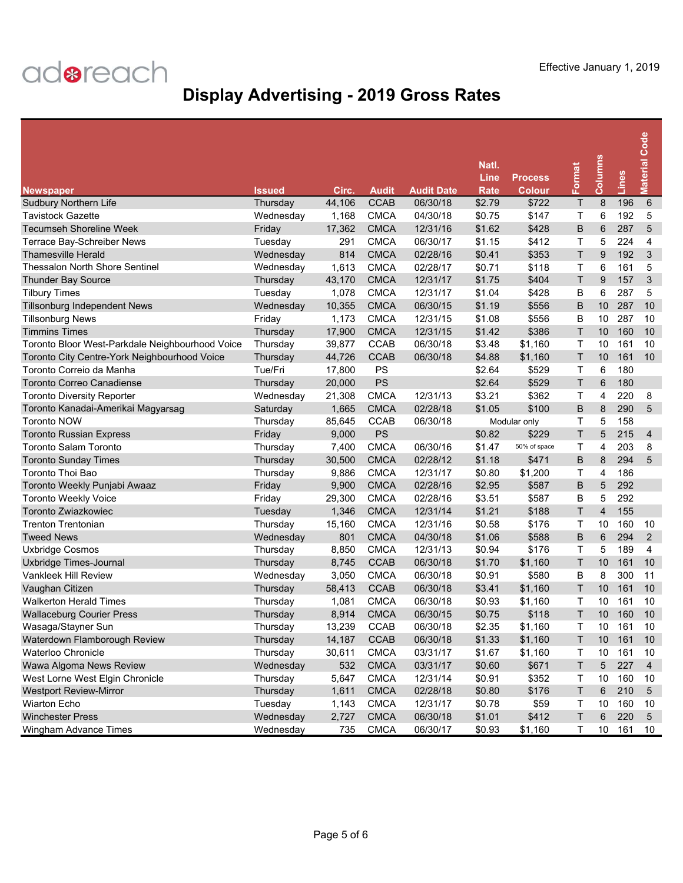adreach

Effective January 1, 2019

# Display Advertising - 2019 Gross Rates

| Newspaper | Issued | Circ. | Audit | Audit Date | Natl. Line Rate | Process Colour | Format | Columns | Lines | Material Code |
|---|---|---|---|---|---|---|---|---|---|---|
| Sudbury Northern Life | Thursday | 44,106 | CCAB | 06/30/18 | $2.79 | $722 | T | 8 | 196 | 6 |
| Tavistock Gazette | Wednesday | 1,168 | CMCA | 04/30/18 | $0.75 | $147 | T | 6 | 192 | 5 |
| Tecumseh Shoreline Week | Friday | 17,362 | CMCA | 12/31/16 | $1.62 | $428 | B | 6 | 287 | 5 |
| Terrace Bay-Schreiber News | Tuesday | 291 | CMCA | 06/30/17 | $1.15 | $412 | T | 5 | 224 | 4 |
| Thamesville Herald | Wednesday | 814 | CMCA | 02/28/16 | $0.41 | $353 | T | 9 | 192 | 3 |
| Thessalon North Shore Sentinel | Wednesday | 1,613 | CMCA | 02/28/17 | $0.71 | $118 | T | 6 | 161 | 5 |
| Thunder Bay Source | Thursday | 43,170 | CMCA | 12/31/17 | $1.75 | $404 | T | 9 | 157 | 3 |
| Tilbury Times | Tuesday | 1,078 | CMCA | 12/31/17 | $1.04 | $428 | B | 6 | 287 | 5 |
| Tillsonburg Independent News | Wednesday | 10,355 | CMCA | 06/30/15 | $1.19 | $556 | B | 10 | 287 | 10 |
| Tillsonburg News | Friday | 1,173 | CMCA | 12/31/15 | $1.08 | $556 | B | 10 | 287 | 10 |
| Timmins Times | Thursday | 17,900 | CMCA | 12/31/15 | $1.42 | $386 | T | 10 | 160 | 10 |
| Toronto Bloor West-Parkdale Neighbourhood Voice | Thursday | 39,877 | CCAB | 06/30/18 | $3.48 | $1,160 | T | 10 | 161 | 10 |
| Toronto City Centre-York Neighbourhood Voice | Thursday | 44,726 | CCAB | 06/30/18 | $4.88 | $1,160 | T | 10 | 161 | 10 |
| Toronto Correio da Manha | Tue/Fri | 17,800 | PS | | $2.64 | $529 | T | 6 | 180 | |
| Toronto Correo Canadiense | Thursday | 20,000 | PS | | $2.64 | $529 | T | 6 | 180 | |
| Toronto Diversity Reporter | Wednesday | 21,308 | CMCA | 12/31/13 | $3.21 | $362 | T | 4 | 220 | 8 |
| Toronto Kanadai-Amerikai Magyarsag | Saturday | 1,665 | CMCA | 02/28/18 | $1.05 | $100 | B | 8 | 290 | 5 |
| Toronto NOW | Thursday | 85,645 | CCAB | 06/30/18 | Modular only | | T | 5 | 158 | |
| Toronto Russian Express | Friday | 9,000 | PS | | $0.82 | $229 | T | 5 | 215 | 4 |
| Toronto Salam Toronto | Thursday | 7,400 | CMCA | 06/30/16 | $1.47 | 50% of space | T | 4 | 203 | 8 |
| Toronto Sunday Times | Thursday | 30,500 | CMCA | 02/28/12 | $1.18 | $471 | B | 8 | 294 | 5 |
| Toronto Thoi Bao | Thursday | 9,886 | CMCA | 12/31/17 | $0.80 | $1,200 | T | 4 | 186 | |
| Toronto Weekly Punjabi Awaaz | Friday | 9,900 | CMCA | 02/28/16 | $2.95 | $587 | B | 5 | 292 | |
| Toronto Weekly Voice | Friday | 29,300 | CMCA | 02/28/16 | $3.51 | $587 | B | 5 | 292 | |
| Toronto Zwiazkowiec | Tuesday | 1,346 | CMCA | 12/31/14 | $1.21 | $188 | T | 4 | 155 | |
| Trenton Trentonian | Thursday | 15,160 | CMCA | 12/31/16 | $0.58 | $176 | T | 10 | 160 | 10 |
| Tweed News | Wednesday | 801 | CMCA | 04/30/18 | $1.06 | $588 | B | 6 | 294 | 2 |
| Uxbridge Cosmos | Thursday | 8,850 | CMCA | 12/31/13 | $0.94 | $176 | T | 5 | 189 | 4 |
| Uxbridge Times-Journal | Thursday | 8,745 | CCAB | 06/30/18 | $1.70 | $1,160 | T | 10 | 161 | 10 |
| Vankleek Hill Review | Wednesday | 3,050 | CMCA | 06/30/18 | $0.91 | $580 | B | 8 | 300 | 11 |
| Vaughan Citizen | Thursday | 58,413 | CCAB | 06/30/18 | $3.41 | $1,160 | T | 10 | 161 | 10 |
| Walkerton Herald Times | Thursday | 1,081 | CMCA | 06/30/18 | $0.93 | $1,160 | T | 10 | 161 | 10 |
| Wallaceburg Courier Press | Thursday | 8,914 | CMCA | 06/30/15 | $0.75 | $118 | T | 10 | 160 | 10 |
| Wasaga/Stayner Sun | Thursday | 13,239 | CCAB | 06/30/18 | $2.35 | $1,160 | T | 10 | 161 | 10 |
| Waterdown Flamborough Review | Thursday | 14,187 | CCAB | 06/30/18 | $1.33 | $1,160 | T | 10 | 161 | 10 |
| Waterloo Chronicle | Thursday | 30,611 | CMCA | 03/31/17 | $1.67 | $1,160 | T | 10 | 161 | 10 |
| Wawa Algoma News Review | Wednesday | 532 | CMCA | 03/31/17 | $0.60 | $671 | T | 5 | 227 | 4 |
| West Lorne West Elgin Chronicle | Thursday | 5,647 | CMCA | 12/31/14 | $0.91 | $352 | T | 10 | 160 | 10 |
| Westport Review-Mirror | Thursday | 1,611 | CMCA | 02/28/18 | $0.80 | $176 | T | 6 | 210 | 5 |
| Wiarton Echo | Tuesday | 1,143 | CMCA | 12/31/17 | $0.78 | $59 | T | 10 | 160 | 10 |
| Winchester Press | Wednesday | 2,727 | CMCA | 06/30/18 | $1.01 | $412 | T | 6 | 220 | 5 |
| Wingham Advance Times | Wednesday | 735 | CMCA | 06/30/17 | $0.93 | $1,160 | T | 10 | 161 | 10 |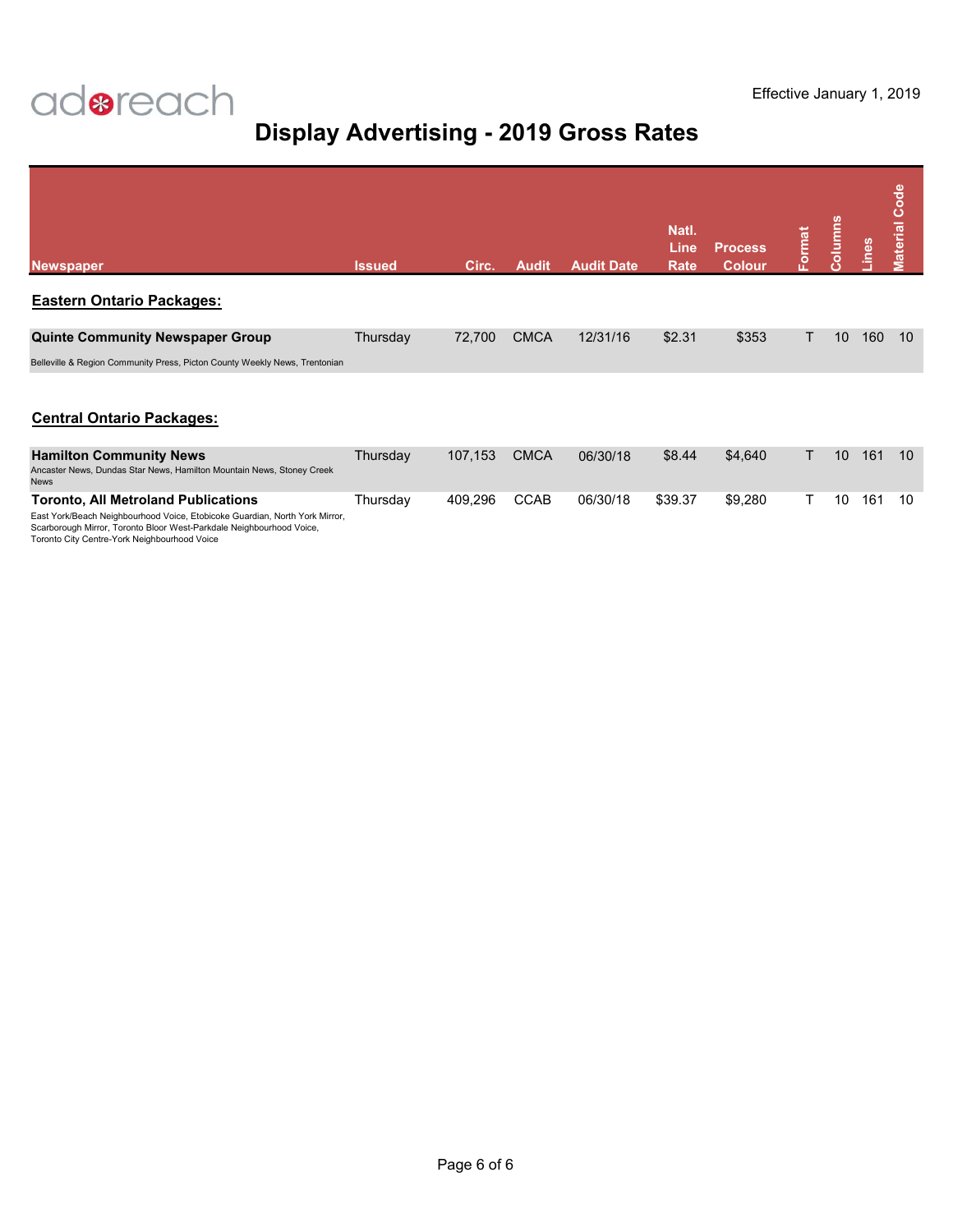adreach

Effective January 1, 2019

# Display Advertising - 2019 Gross Rates

| Newspaper | Issued | Circ. | Audit | Audit Date | Natl. Line Rate | Process Colour | Format | Columns | Lines | Material Code |
|---|---|---|---|---|---|---|---|---|---|---|
| **Eastern Ontario Packages:** | | | | | | | | | | |
| **Quinte Community Newspaper Group**<br>Belleville & Region Community Press, Picton County Weekly News, Trentonian | Thursday | 72,700 | CMCA | 12/31/16 | $2.31 | $353 | T | 10 | 160 | 10 |
| **Central Ontario Packages:** | | | | | | | | | | |
| **Hamilton Community News**<br>Ancaster News, Dundas Star News, Hamilton Mountain News, Stoney Creek News | Thursday | 107,153 | CMCA | 06/30/18 | $8.44 | $4,640 | T | 10 | 161 | 10 |
| **Toronto, All Metroland Publications**<br>East York/Beach Neighbourhood Voice, Etobicoke Guardian, North York Mirror, Scarborough Mirror, Toronto Bloor West-Parkdale Neighbourhood Voice, Toronto City Centre-York Neighbourhood Voice | Thursday | 409,296 | CCAB | 06/30/18 | $39.37 | $9,280 | T | 10 | 161 | 10 |